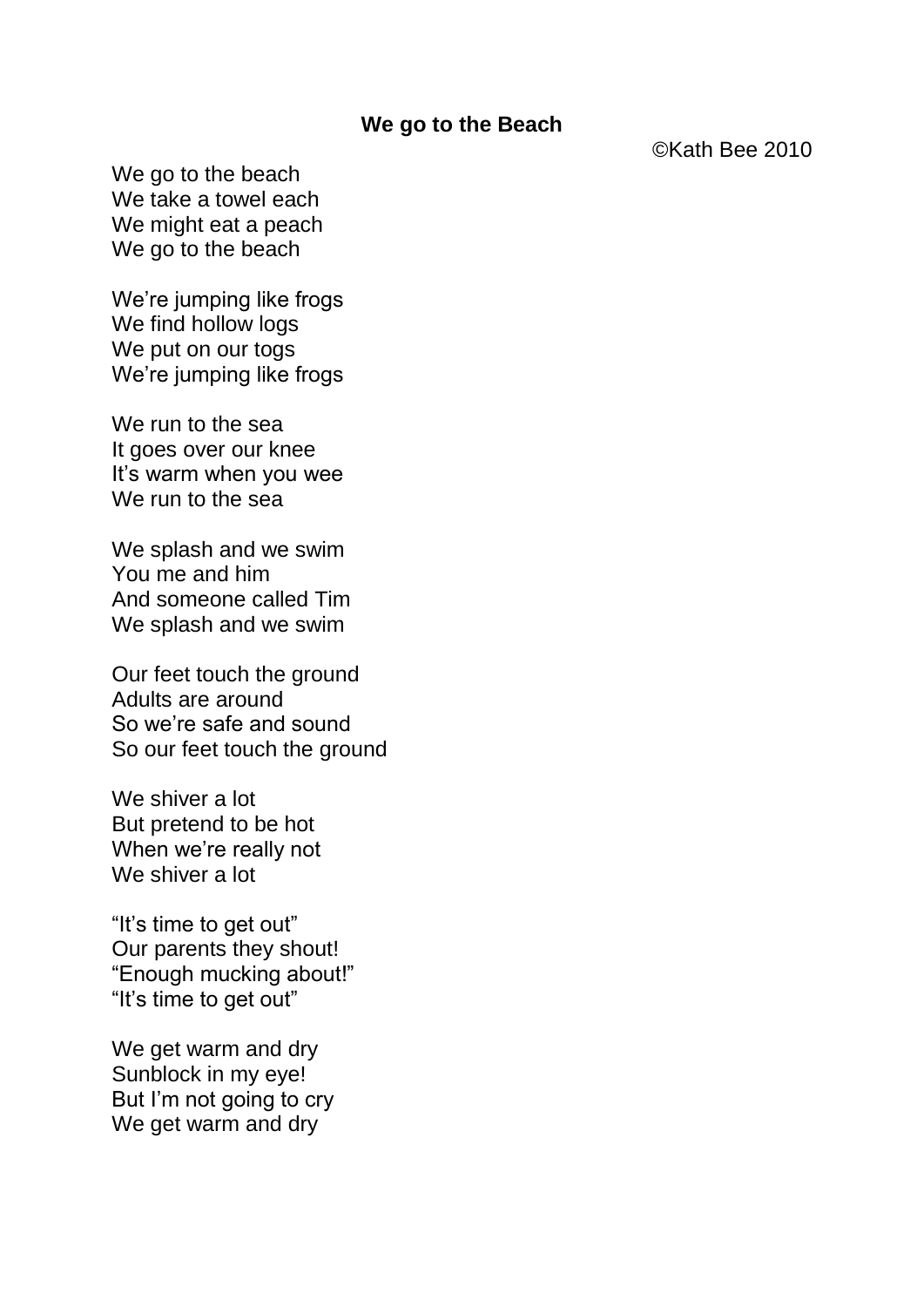**We go to the Beach**

©Kath Bee 2010

We go to the beach  
We take a towel each  
We might eat a peach  
We go to the beach

We're jumping like frogs  
We find hollow logs  
We put on our togs  
We're jumping like frogs

We run to the sea  
It goes over our knee  
It's warm when you wee  
We run to the sea

We splash and we swim  
You me and him  
And someone called Tim  
We splash and we swim

Our feet touch the ground  
Adults are around  
So we're safe and sound  
So our feet touch the ground

We shiver a lot  
But pretend to be hot  
When we're really not  
We shiver a lot

"It's time to get out"  
Our parents they shout!  
"Enough mucking about!"  
"It's time to get out"

We get warm and dry  
Sunblock in my eye!  
But I'm not going to cry  
We get warm and dry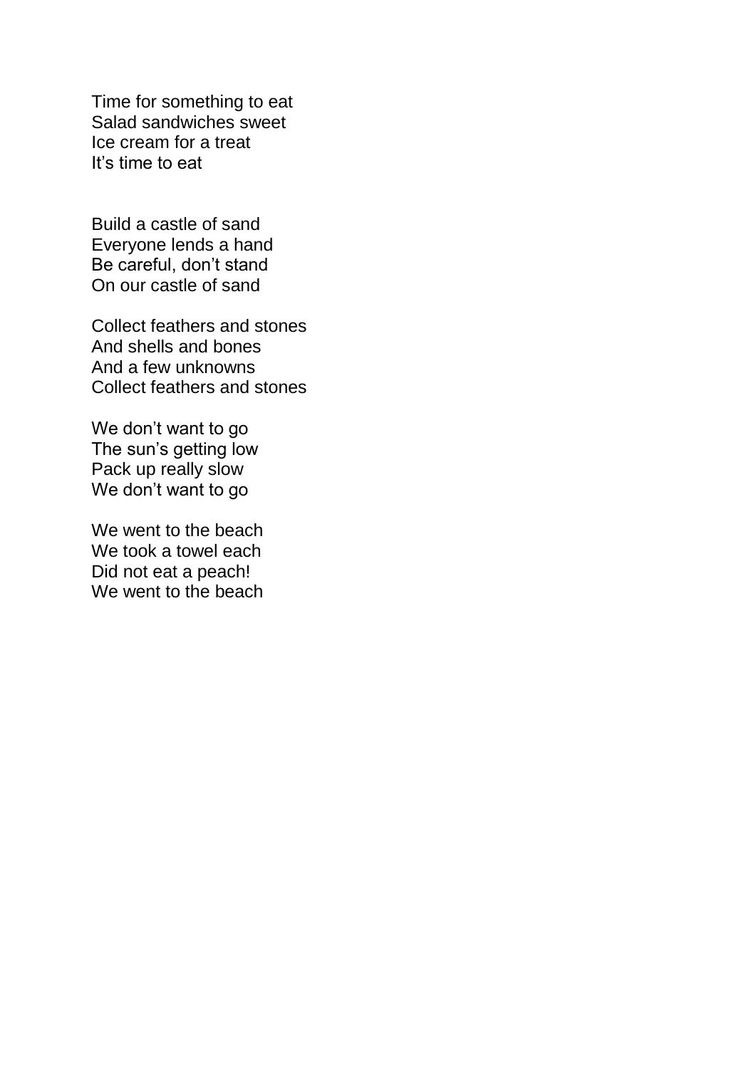Time for something to eat
Salad sandwiches sweet
Ice cream for a treat
It's time to eat

Build a castle of sand
Everyone lends a hand
Be careful, don't stand
On our castle of sand

Collect feathers and stones
And shells and bones
And a few unknowns
Collect feathers and stones

We don't want to go
The sun's getting low
Pack up really slow
We don't want to go

We went to the beach
We took a towel each
Did not eat a peach!
We went to the beach